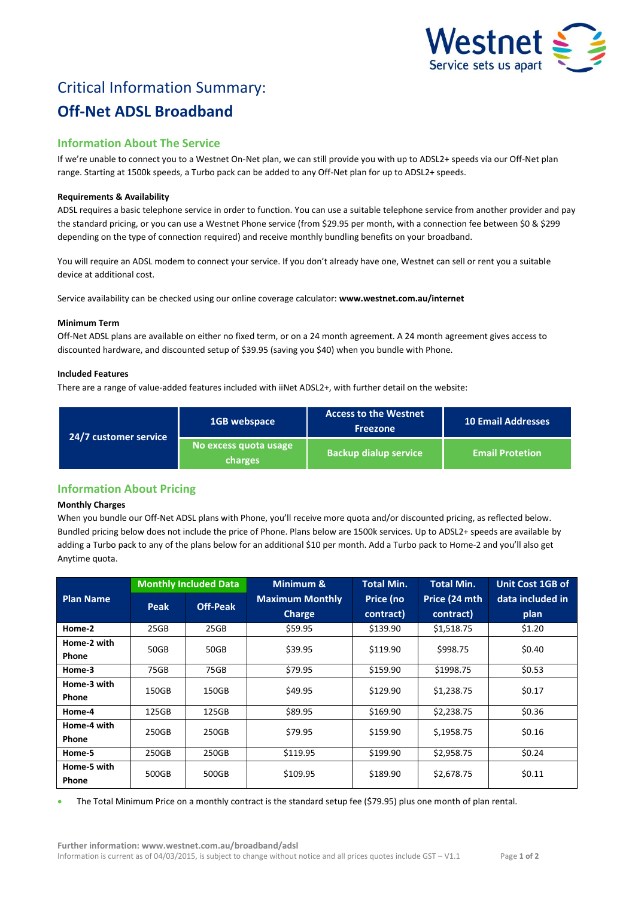# Critical Information Summary:

# Off-Net ADSL Broadband

## Information About The Service

If we're unable to connect you to a Westnet On-Net plan, we can still provide you with up to ADSL2+ speeds via our Off-Net plan range. Starting at 1500k speeds, a Turbo pack can be added to any Off-Net plan for up to ADSL2+ speeds.

**Requirements & Availability**

ADSL requires a basic telephone service in order to function. You can use a suitable telephone service from another provider and pay the standard pricing, or you can use a Westnet Phone service (from $29.95 per month, with a connection fee between $0 & $299 depending on the type of connection required) and receive monthly bundling benefits on your broadband.

You will require an ADSL modem to connect your service. If you don't already have one, Westnet can sell or rent you a suitable device at additional cost.

Service availability can be checked using our online coverage calculator: **www.westnet.com.au/internet**

**Minimum Term**

Off-Net ADSL plans are available on either no fixed term, or on a 24 month agreement. A 24 month agreement gives access to discounted hardware, and discounted setup of $39.95 (saving you $40) when you bundle with Phone.

**Included Features**

There are a range of value-added features included with iiNet ADSL2+, with further detail on the website:

| 24/7 customer service | 1GB webspace | Access to the Westnet Freezone | 10 Email Addresses |
|---|---|---|---|
| | No excess quota usage charges | Backup dialup service | Email Protetion |

## Information About Pricing

**Monthly Charges**

When you bundle our Off-Net ADSL plans with Phone, you'll receive more quota and/or discounted pricing, as reflected below. Bundled pricing below does not include the price of Phone. Plans below are 1500k services. Up to ADSL2+ speeds are available by adding a Turbo pack to any of the plans below for an additional $10 per month. Add a Turbo pack to Home-2 and you'll also get Anytime quota.

| Plan Name | Monthly Included Data | | Minimum & Maximum Monthly Charge | Total Min. Price (no contract) | Total Min. Price (24 mth contract) | Unit Cost 1GB of data included in plan |
|---|---|---|---|---|---|---|
| | Peak | Off-Peak | | | | |
| Home-2 | 25GB | 25GB | $59.95 | $139.90 | $1,518.75 | $1.20 |
| Home-2 with Phone | 50GB | 50GB | $39.95 | $119.90 | $998.75 | $0.40 |
| Home-3 | 75GB | 75GB | $79.95 | $159.90 | $1998.75 | $0.53 |
| Home-3 with Phone | 150GB | 150GB | $49.95 | $129.90 | $1,238.75 | $0.17 |
| Home-4 | 125GB | 125GB | $89.95 | $169.90 | $2,238.75 | $0.36 |
| Home-4 with Phone | 250GB | 250GB | $79.95 | $159.90 | $,1958.75 | $0.16 |
| Home-5 | 250GB | 250GB | $119.95 | $199.90 | $2,958.75 | $0.24 |
| Home-5 with Phone | 500GB | 500GB | $109.95 | $189.90 | $2,678.75 | $0.11 |

- The Total Minimum Price on a monthly contract is the standard setup fee ($79.95) plus one month of plan rental.

**Further information: www.westnet.com.au/broadband/adsl**

Information is current as of 04/03/2015, is subject to change without notice and all prices quotes include GST – V1.1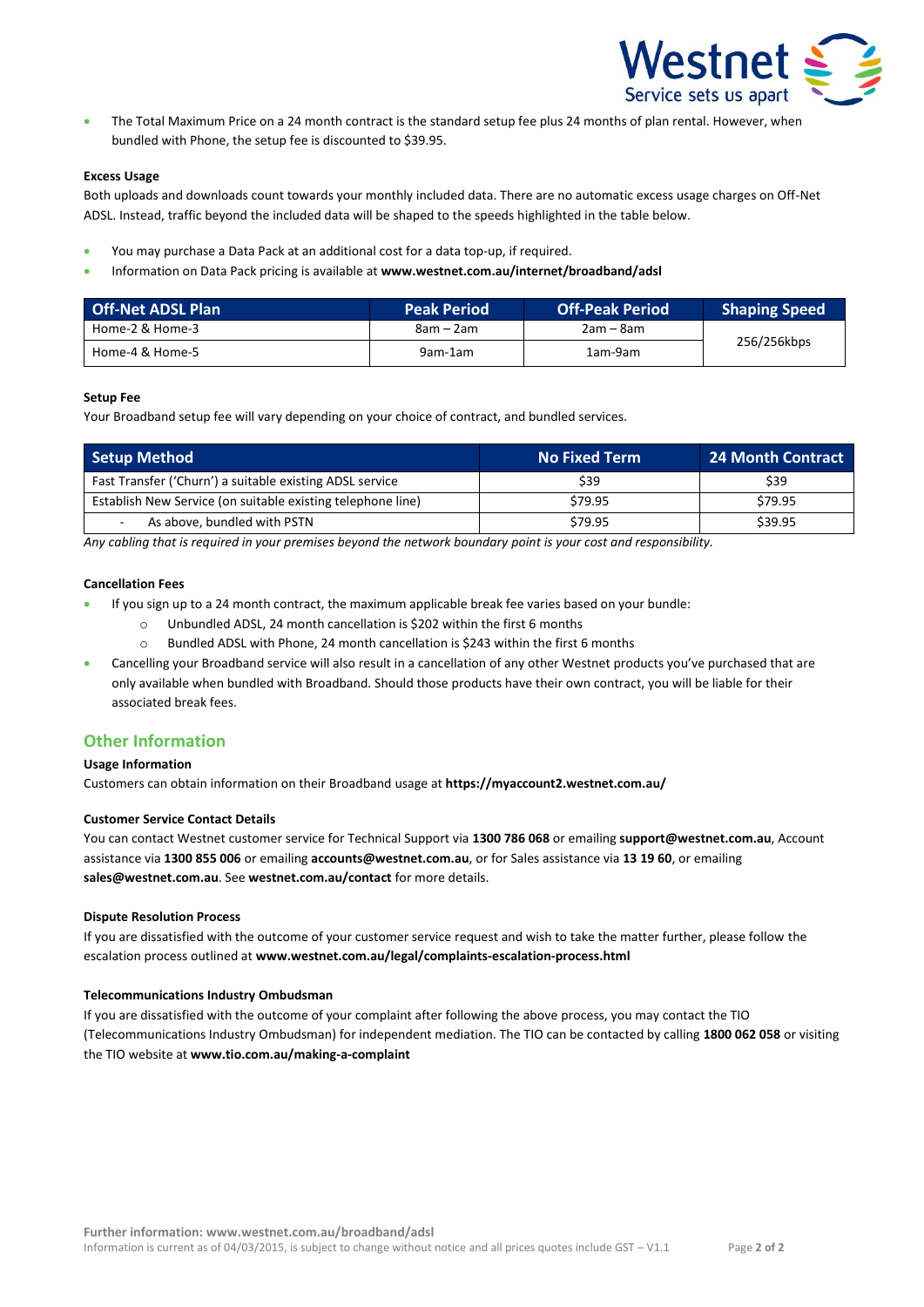- The Total Maximum Price on a 24 month contract is the standard setup fee plus 24 months of plan rental. However, when bundled with Phone, the setup fee is discounted to $39.95.

**Excess Usage**

Both uploads and downloads count towards your monthly included data. There are no automatic excess usage charges on Off-Net ADSL. Instead, traffic beyond the included data will be shaped to the speeds highlighted in the table below.

- You may purchase a Data Pack at an additional cost for a data top-up, if required.
- Information on Data Pack pricing is available at **www.westnet.com.au/internet/broadband/adsl**

| Off-Net ADSL Plan | Peak Period | Off-Peak Period | Shaping Speed |
|---|---|---|---|
| Home-2 & Home-3 | 8am – 2am | 2am – 8am | 256/256kbps |
| Home-4 & Home-5 | 9am-1am | 1am-9am | |

**Setup Fee**

Your Broadband setup fee will vary depending on your choice of contract, and bundled services.

| Setup Method | No Fixed Term | 24 Month Contract |
|---|---|---|
| Fast Transfer ('Churn') a suitable existing ADSL service | $39 | $39 |
| Establish New Service (on suitable existing telephone line) | $79.95 | $79.95 |
| - As above, bundled with PSTN | $79.95 | $39.95 |

*Any cabling that is required in your premises beyond the network boundary point is your cost and responsibility.*

**Cancellation Fees**

- If you sign up to a 24 month contract, the maximum applicable break fee varies based on your bundle:
  - Unbundled ADSL, 24 month cancellation is $202 within the first 6 months
  - Bundled ADSL with Phone, 24 month cancellation is $243 within the first 6 months
- Cancelling your Broadband service will also result in a cancellation of any other Westnet products you've purchased that are only available when bundled with Broadband. Should those products have their own contract, you will be liable for their associated break fees.

## Other Information

**Usage Information**

Customers can obtain information on their Broadband usage at **https://myaccount2.westnet.com.au/**

**Customer Service Contact Details**

You can contact Westnet customer service for Technical Support via **1300 786 068** or emailing **support@westnet.com.au**, Account assistance via **1300 855 006** or emailing **accounts@westnet.com.au**, or for Sales assistance via **13 19 60**, or emailing **sales@westnet.com.au**. See **westnet.com.au/contact** for more details.

**Dispute Resolution Process**

If you are dissatisfied with the outcome of your customer service request and wish to take the matter further, please follow the escalation process outlined at **www.westnet.com.au/legal/complaints-escalation-process.html**

**Telecommunications Industry Ombudsman**

If you are dissatisfied with the outcome of your complaint after following the above process, you may contact the TIO (Telecommunications Industry Ombudsman) for independent mediation. The TIO can be contacted by calling **1800 062 058** or visiting the TIO website at **www.tio.com.au/making-a-complaint**

**Further information: www.westnet.com.au/broadband/adsl**
Information is current as of 04/03/2015, is subject to change without notice and all prices quotes include GST – V1.1